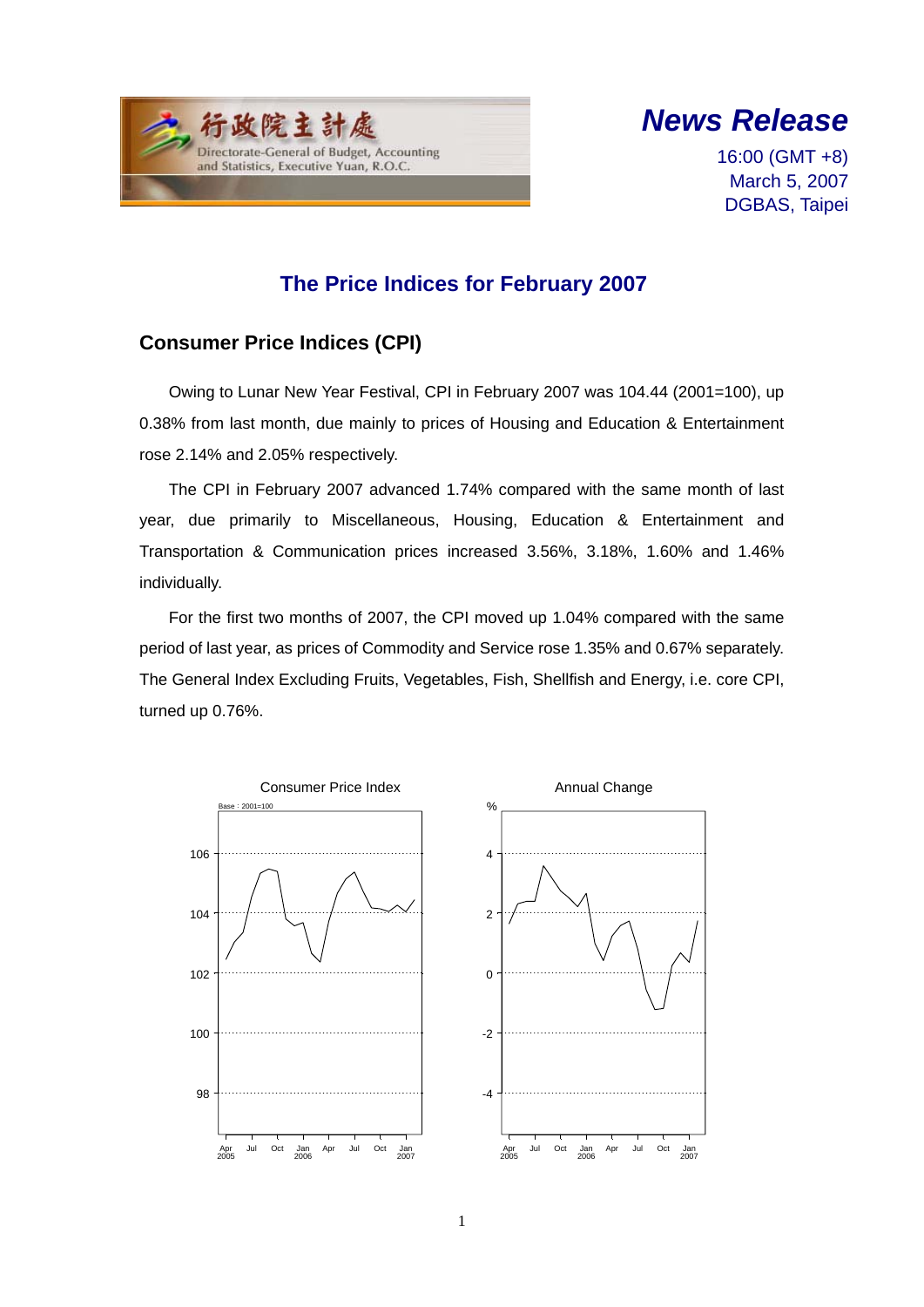行政院主計處

Directorate-General of Budget, Accounting and Statistics, Executive Yuan, R.O.C.

***News Release***

16:00 (GMT +8)
March 5, 2007
DGBAS, Taipei

# The Price Indices for February 2007

## Consumer Price Indices (CPI)

Owing to Lunar New Year Festival, CPI in February 2007 was 104.44 (2001=100), up 0.38% from last month, due mainly to prices of Housing and Education & Entertainment rose 2.14% and 2.05% respectively.

The CPI in February 2007 advanced 1.74% compared with the same month of last year, due primarily to Miscellaneous, Housing, Education & Entertainment and Transportation & Communication prices increased 3.56%, 3.18%, 1.60% and 1.46% individually.

For the first two months of 2007, the CPI moved up 1.04% compared with the same period of last year, as prices of Commodity and Service rose 1.35% and 0.67% separately. The General Index Excluding Fruits, Vegetables, Fish, Shellfish and Energy, i.e. core CPI, turned up 0.76%.

Consumer Price Index (Base : 2001=100)

Annual Change (%)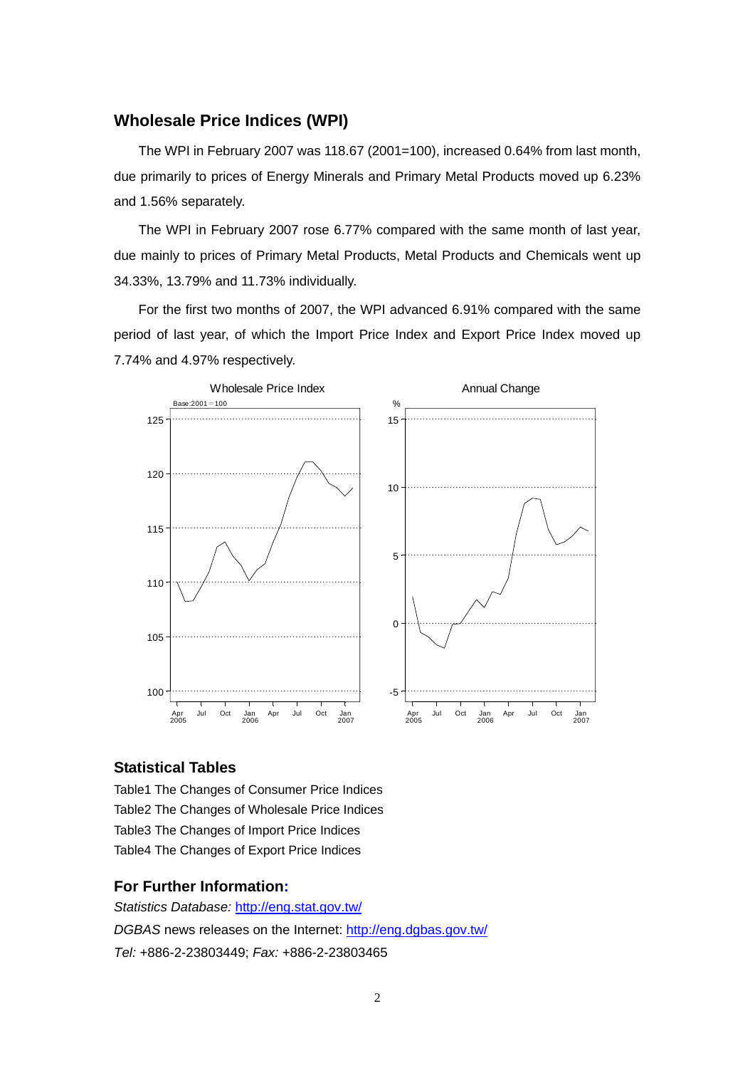## Wholesale Price Indices (WPI)

The WPI in February 2007 was 118.67 (2001=100), increased 0.64% from last month, due primarily to prices of Energy Minerals and Primary Metal Products moved up 6.23% and 1.56% separately.

The WPI in February 2007 rose 6.77% compared with the same month of last year, due mainly to prices of Primary Metal Products, Metal Products and Chemicals went up 34.33%, 13.79% and 11.73% individually.

For the first two months of 2007, the WPI advanced 6.91% compared with the same period of last year, of which the Import Price Index and Export Price Index moved up 7.74% and 4.97% respectively.

## Statistical Tables

Table1 The Changes of Consumer Price Indices

Table2 The Changes of Wholesale Price Indices

Table3 The Changes of Import Price Indices

Table4 The Changes of Export Price Indices

## For Further Information:

*Statistics Database:* http://eng.stat.gov.tw/

*DGBAS* news releases on the Internet: http://eng.dgbas.gov.tw/

*Tel:* +886-2-23803449; *Fax:* +886-2-23803465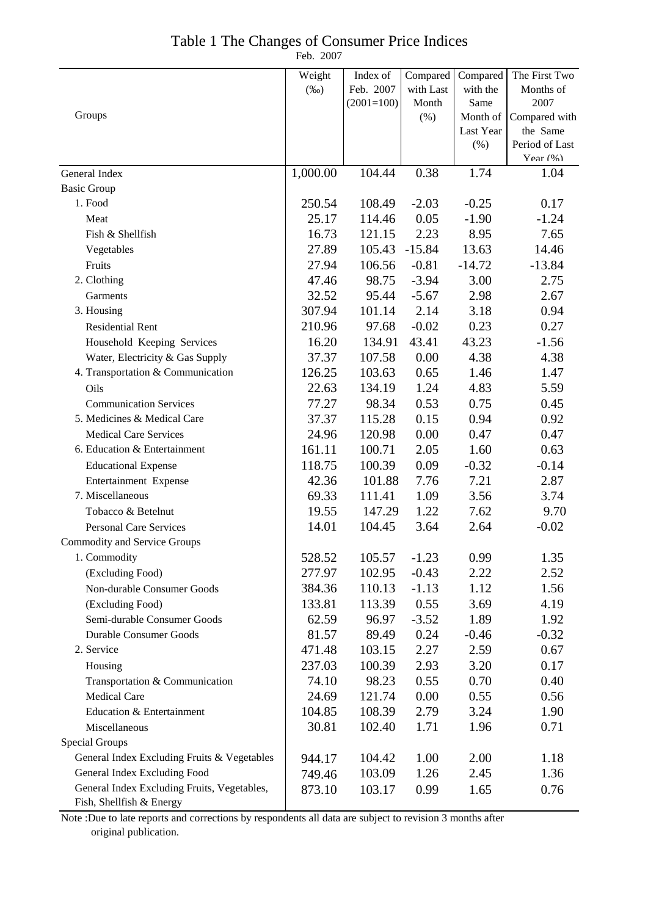# Table 1 The Changes of Consumer Price Indices

Feb. 2007

| Groups | Weight (‰) | Index of Feb. 2007 (2001=100) | Compared with Last Month (%) | Compared with the Same Month of Last Year (%) | The First Two Months of 2007 Compared with the Same Period of Last Year (%) |
|---|---|---|---|---|---|
| General Index | 1,000.00 | 104.44 | 0.38 | 1.74 | 1.04 |
| Basic Group | | | | | |
| 1. Food | 250.54 | 108.49 | -2.03 | -0.25 | 0.17 |
| Meat | 25.17 | 114.46 | 0.05 | -1.90 | -1.24 |
| Fish & Shellfish | 16.73 | 121.15 | 2.23 | 8.95 | 7.65 |
| Vegetables | 27.89 | 105.43 | -15.84 | 13.63 | 14.46 |
| Fruits | 27.94 | 106.56 | -0.81 | -14.72 | -13.84 |
| 2. Clothing | 47.46 | 98.75 | -3.94 | 3.00 | 2.75 |
| Garments | 32.52 | 95.44 | -5.67 | 2.98 | 2.67 |
| 3. Housing | 307.94 | 101.14 | 2.14 | 3.18 | 0.94 |
| Residential Rent | 210.96 | 97.68 | -0.02 | 0.23 | 0.27 |
| Household Keeping Services | 16.20 | 134.91 | 43.41 | 43.23 | -1.56 |
| Water, Electricity & Gas Supply | 37.37 | 107.58 | 0.00 | 4.38 | 4.38 |
| 4. Transportation & Communication | 126.25 | 103.63 | 0.65 | 1.46 | 1.47 |
| Oils | 22.63 | 134.19 | 1.24 | 4.83 | 5.59 |
| Communication Services | 77.27 | 98.34 | 0.53 | 0.75 | 0.45 |
| 5. Medicines & Medical Care | 37.37 | 115.28 | 0.15 | 0.94 | 0.92 |
| Medical Care Services | 24.96 | 120.98 | 0.00 | 0.47 | 0.47 |
| 6. Education & Entertainment | 161.11 | 100.71 | 2.05 | 1.60 | 0.63 |
| Educational Expense | 118.75 | 100.39 | 0.09 | -0.32 | -0.14 |
| Entertainment Expense | 42.36 | 101.88 | 7.76 | 7.21 | 2.87 |
| 7. Miscellaneous | 69.33 | 111.41 | 1.09 | 3.56 | 3.74 |
| Tobacco & Betelnut | 19.55 | 147.29 | 1.22 | 7.62 | 9.70 |
| Personal Care Services | 14.01 | 104.45 | 3.64 | 2.64 | -0.02 |
| Commodity and Service Groups | | | | | |
| 1. Commodity | 528.52 | 105.57 | -1.23 | 0.99 | 1.35 |
| (Excluding Food) | 277.97 | 102.95 | -0.43 | 2.22 | 2.52 |
| Non-durable Consumer Goods | 384.36 | 110.13 | -1.13 | 1.12 | 1.56 |
| (Excluding Food) | 133.81 | 113.39 | 0.55 | 3.69 | 4.19 |
| Semi-durable Consumer Goods | 62.59 | 96.97 | -3.52 | 1.89 | 1.92 |
| Durable Consumer Goods | 81.57 | 89.49 | 0.24 | -0.46 | -0.32 |
| 2. Service | 471.48 | 103.15 | 2.27 | 2.59 | 0.67 |
| Housing | 237.03 | 100.39 | 2.93 | 3.20 | 0.17 |
| Transportation & Communication | 74.10 | 98.23 | 0.55 | 0.70 | 0.40 |
| Medical Care | 24.69 | 121.74 | 0.00 | 0.55 | 0.56 |
| Education & Entertainment | 104.85 | 108.39 | 2.79 | 3.24 | 1.90 |
| Miscellaneous | 30.81 | 102.40 | 1.71 | 1.96 | 0.71 |
| Special Groups | | | | | |
| General Index Excluding Fruits & Vegetables | 944.17 | 104.42 | 1.00 | 2.00 | 1.18 |
| General Index Excluding Food | 749.46 | 103.09 | 1.26 | 2.45 | 1.36 |
| General Index Excluding Fruits, Vegetables, Fish, Shellfish & Energy | 873.10 | 103.17 | 0.99 | 1.65 | 0.76 |

Note :Due to late reports and corrections by respondents all data are subject to revision 3 months after original publication.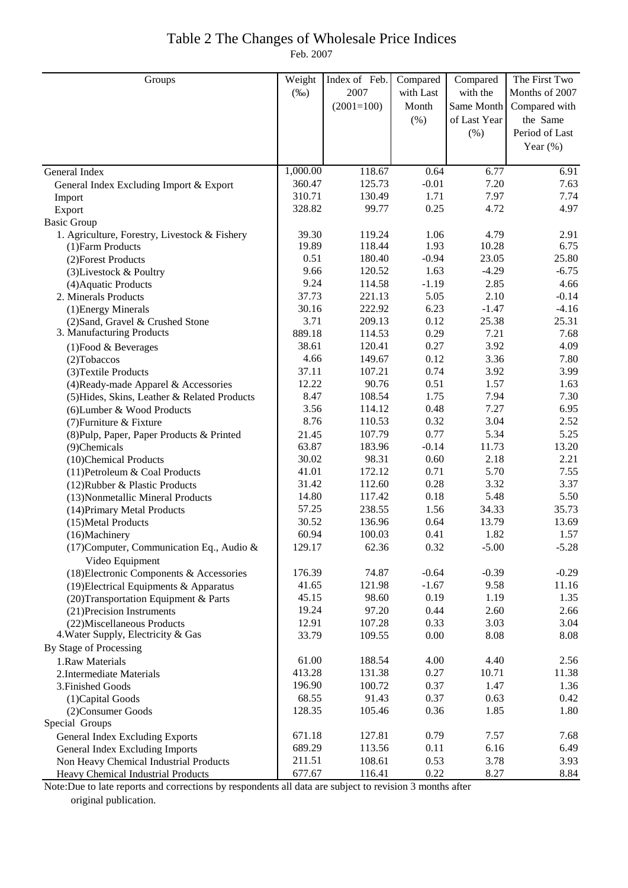# Table 2 The Changes of Wholesale Price Indices

Feb. 2007

| Groups | Weight (‰) | Index of Feb. 2007 (2001=100) | Compared with Last Month (%) | Compared with the Same Month of Last Year (%) | The First Two Months of 2007 Compared with the Same Period of Last Year (%) |
|---|---|---|---|---|---|
| General Index | 1,000.00 | 118.67 | 0.64 | 6.77 | 6.91 |
| General Index Excluding Import & Export | 360.47 | 125.73 | -0.01 | 7.20 | 7.63 |
| Import | 310.71 | 130.49 | 1.71 | 7.97 | 7.74 |
| Export | 328.82 | 99.77 | 0.25 | 4.72 | 4.97 |
| Basic Group | | | | | |
| 1. Agriculture, Forestry, Livestock & Fishery | 39.30 | 119.24 | 1.06 | 4.79 | 2.91 |
| (1)Farm Products | 19.89 | 118.44 | 1.93 | 10.28 | 6.75 |
| (2)Forest Products | 0.51 | 180.40 | -0.94 | 23.05 | 25.80 |
| (3)Livestock & Poultry | 9.66 | 120.52 | 1.63 | -4.29 | -6.75 |
| (4)Aquatic Products | 9.24 | 114.58 | -1.19 | 2.85 | 4.66 |
| 2. Minerals Products | 37.73 | 221.13 | 5.05 | 2.10 | -0.14 |
| (1)Energy Minerals | 30.16 | 222.92 | 6.23 | -1.47 | -4.16 |
| (2)Sand, Gravel & Crushed Stone | 3.71 | 209.13 | 0.12 | 25.38 | 25.31 |
| 3. Manufacturing Products | 889.18 | 114.53 | 0.29 | 7.21 | 7.68 |
| (1)Food & Beverages | 38.61 | 120.41 | 0.27 | 3.92 | 4.09 |
| (2)Tobaccos | 4.66 | 149.67 | 0.12 | 3.36 | 7.80 |
| (3)Textile Products | 37.11 | 107.21 | 0.74 | 3.92 | 3.99 |
| (4)Ready-made Apparel & Accessories | 12.22 | 90.76 | 0.51 | 1.57 | 1.63 |
| (5)Hides, Skins, Leather & Related Products | 8.47 | 108.54 | 1.75 | 7.94 | 7.30 |
| (6)Lumber & Wood Products | 3.56 | 114.12 | 0.48 | 7.27 | 6.95 |
| (7)Furniture & Fixture | 8.76 | 110.53 | 0.32 | 3.04 | 2.52 |
| (8)Pulp, Paper, Paper Products & Printed | 21.45 | 107.79 | 0.77 | 5.34 | 5.25 |
| (9)Chemicals | 63.87 | 183.96 | -0.14 | 11.73 | 13.20 |
| (10)Chemical Products | 30.02 | 98.31 | 0.60 | 2.18 | 2.21 |
| (11)Petroleum & Coal Products | 41.01 | 172.12 | 0.71 | 5.70 | 7.55 |
| (12)Rubber & Plastic Products | 31.42 | 112.60 | 0.28 | 3.32 | 3.37 |
| (13)Nonmetallic Mineral Products | 14.80 | 117.42 | 0.18 | 5.48 | 5.50 |
| (14)Primary Metal Products | 57.25 | 238.55 | 1.56 | 34.33 | 35.73 |
| (15)Metal Products | 30.52 | 136.96 | 0.64 | 13.79 | 13.69 |
| (16)Machinery | 60.94 | 100.03 | 0.41 | 1.82 | 1.57 |
| (17)Computer, Communication Eq., Audio & Video Equipment | 129.17 | 62.36 | 0.32 | -5.00 | -5.28 |
| (18)Electronic Components & Accessories | 176.39 | 74.87 | -0.64 | -0.39 | -0.29 |
| (19)Electrical Equipments & Apparatus | 41.65 | 121.98 | -1.67 | 9.58 | 11.16 |
| (20)Transportation Equipment & Parts | 45.15 | 98.60 | 0.19 | 1.19 | 1.35 |
| (21)Precision Instruments | 19.24 | 97.20 | 0.44 | 2.60 | 2.66 |
| (22)Miscellaneous Products | 12.91 | 107.28 | 0.33 | 3.03 | 3.04 |
| 4.Water Supply, Electricity & Gas | 33.79 | 109.55 | 0.00 | 8.08 | 8.08 |
| By Stage of Processing | | | | | |
| 1.Raw Materials | 61.00 | 188.54 | 4.00 | 4.40 | 2.56 |
| 2.Intermediate Materials | 413.28 | 131.38 | 0.27 | 10.71 | 11.38 |
| 3.Finished Goods | 196.90 | 100.72 | 0.37 | 1.47 | 1.36 |
| (1)Capital Goods | 68.55 | 91.43 | 0.37 | 0.63 | 0.42 |
| (2)Consumer Goods | 128.35 | 105.46 | 0.36 | 1.85 | 1.80 |
| Special Groups | | | | | |
| General Index Excluding Exports | 671.18 | 127.81 | 0.79 | 7.57 | 7.68 |
| General Index Excluding Imports | 689.29 | 113.56 | 0.11 | 6.16 | 6.49 |
| Non Heavy Chemical Industrial Products | 211.51 | 108.61 | 0.53 | 3.78 | 3.93 |
| Heavy Chemical Industrial Products | 677.67 | 116.41 | 0.22 | 8.27 | 8.84 |

Note:Due to late reports and corrections by respondents all data are subject to revision 3 months after original publication.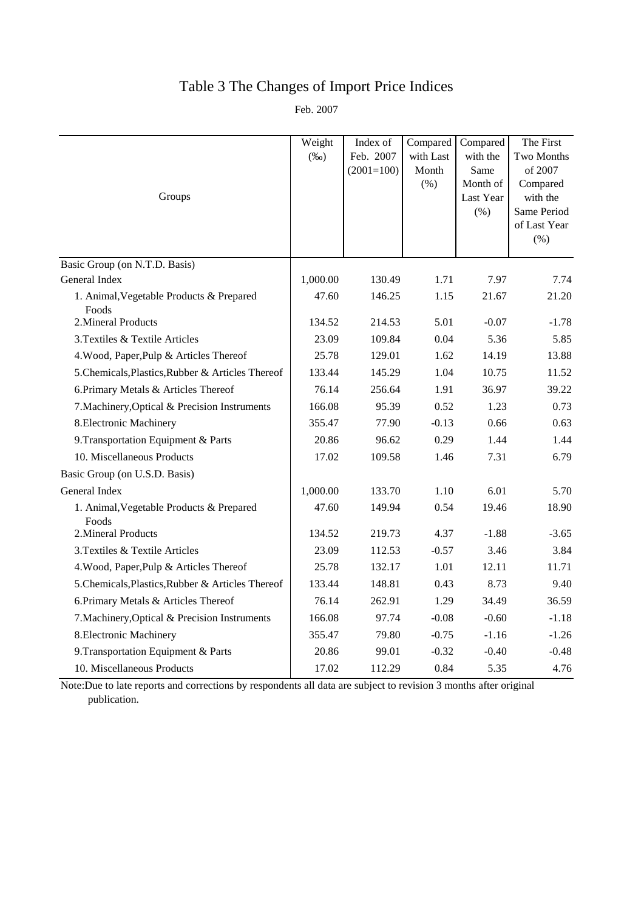# Table 3 The Changes of Import Price Indices

Feb. 2007

| Groups | Weight (‰) | Index of Feb. 2007 (2001=100) | Compared with Last Month (%) | Compared with the Same Month of Last Year (%) | The First Two Months of 2007 Compared with the Same Period of Last Year (%) |
|---|---|---|---|---|---|
| Basic Group (on N.T.D. Basis) | | | | | |
| General Index | 1,000.00 | 130.49 | 1.71 | 7.97 | 7.74 |
| 1. Animal,Vegetable Products & Prepared Foods | 47.60 | 146.25 | 1.15 | 21.67 | 21.20 |
| 2.Mineral Products | 134.52 | 214.53 | 5.01 | -0.07 | -1.78 |
| 3.Textiles & Textile Articles | 23.09 | 109.84 | 0.04 | 5.36 | 5.85 |
| 4.Wood, Paper,Pulp & Articles Thereof | 25.78 | 129.01 | 1.62 | 14.19 | 13.88 |
| 5.Chemicals,Plastics,Rubber & Articles Thereof | 133.44 | 145.29 | 1.04 | 10.75 | 11.52 |
| 6.Primary Metals & Articles Thereof | 76.14 | 256.64 | 1.91 | 36.97 | 39.22 |
| 7.Machinery,Optical & Precision Instruments | 166.08 | 95.39 | 0.52 | 1.23 | 0.73 |
| 8.Electronic Machinery | 355.47 | 77.90 | -0.13 | 0.66 | 0.63 |
| 9.Transportation Equipment & Parts | 20.86 | 96.62 | 0.29 | 1.44 | 1.44 |
| 10. Miscellaneous Products | 17.02 | 109.58 | 1.46 | 7.31 | 6.79 |
| Basic Group (on U.S.D. Basis) | | | | | |
| General Index | 1,000.00 | 133.70 | 1.10 | 6.01 | 5.70 |
| 1. Animal,Vegetable Products & Prepared Foods | 47.60 | 149.94 | 0.54 | 19.46 | 18.90 |
| 2.Mineral Products | 134.52 | 219.73 | 4.37 | -1.88 | -3.65 |
| 3.Textiles & Textile Articles | 23.09 | 112.53 | -0.57 | 3.46 | 3.84 |
| 4.Wood, Paper,Pulp & Articles Thereof | 25.78 | 132.17 | 1.01 | 12.11 | 11.71 |
| 5.Chemicals,Plastics,Rubber & Articles Thereof | 133.44 | 148.81 | 0.43 | 8.73 | 9.40 |
| 6.Primary Metals & Articles Thereof | 76.14 | 262.91 | 1.29 | 34.49 | 36.59 |
| 7.Machinery,Optical & Precision Instruments | 166.08 | 97.74 | -0.08 | -0.60 | -1.18 |
| 8.Electronic Machinery | 355.47 | 79.80 | -0.75 | -1.16 | -1.26 |
| 9.Transportation Equipment & Parts | 20.86 | 99.01 | -0.32 | -0.40 | -0.48 |
| 10. Miscellaneous Products | 17.02 | 112.29 | 0.84 | 5.35 | 4.76 |

Note:Due to late reports and corrections by respondents all data are subject to revision 3 months after original publication.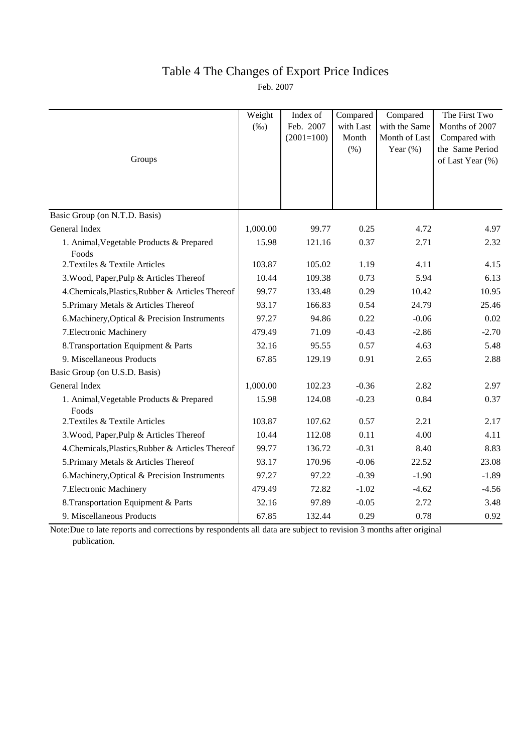# Table 4 The Changes of Export Price Indices

Feb. 2007

| Groups | Weight (‰) | Index of Feb. 2007 (2001=100) | Compared with Last Month (%) | Compared with the Same Month of Last Year (%) | The First Two Months of 2007 Compared with the Same Period of Last Year (%) |
|---|---|---|---|---|---|
| Basic Group (on N.T.D. Basis) | | | | | |
| General Index | 1,000.00 | 99.77 | 0.25 | 4.72 | 4.97 |
| 1. Animal,Vegetable Products & Prepared Foods | 15.98 | 121.16 | 0.37 | 2.71 | 2.32 |
| 2.Textiles & Textile Articles | 103.87 | 105.02 | 1.19 | 4.11 | 4.15 |
| 3.Wood, Paper,Pulp & Articles Thereof | 10.44 | 109.38 | 0.73 | 5.94 | 6.13 |
| 4.Chemicals,Plastics,Rubber & Articles Thereof | 99.77 | 133.48 | 0.29 | 10.42 | 10.95 |
| 5.Primary Metals & Articles Thereof | 93.17 | 166.83 | 0.54 | 24.79 | 25.46 |
| 6.Machinery,Optical & Precision Instruments | 97.27 | 94.86 | 0.22 | -0.06 | 0.02 |
| 7.Electronic Machinery | 479.49 | 71.09 | -0.43 | -2.86 | -2.70 |
| 8.Transportation Equipment & Parts | 32.16 | 95.55 | 0.57 | 4.63 | 5.48 |
| 9. Miscellaneous Products | 67.85 | 129.19 | 0.91 | 2.65 | 2.88 |
| Basic Group (on U.S.D. Basis) | | | | | |
| General Index | 1,000.00 | 102.23 | -0.36 | 2.82 | 2.97 |
| 1. Animal,Vegetable Products & Prepared Foods | 15.98 | 124.08 | -0.23 | 0.84 | 0.37 |
| 2.Textiles & Textile Articles | 103.87 | 107.62 | 0.57 | 2.21 | 2.17 |
| 3.Wood, Paper,Pulp & Articles Thereof | 10.44 | 112.08 | 0.11 | 4.00 | 4.11 |
| 4.Chemicals,Plastics,Rubber & Articles Thereof | 99.77 | 136.72 | -0.31 | 8.40 | 8.83 |
| 5.Primary Metals & Articles Thereof | 93.17 | 170.96 | -0.06 | 22.52 | 23.08 |
| 6.Machinery,Optical & Precision Instruments | 97.27 | 97.22 | -0.39 | -1.90 | -1.89 |
| 7.Electronic Machinery | 479.49 | 72.82 | -1.02 | -4.62 | -4.56 |
| 8.Transportation Equipment & Parts | 32.16 | 97.89 | -0.05 | 2.72 | 3.48 |
| 9. Miscellaneous Products | 67.85 | 132.44 | 0.29 | 0.78 | 0.92 |

Note:Due to late reports and corrections by respondents all data are subject to revision 3 months after original publication.